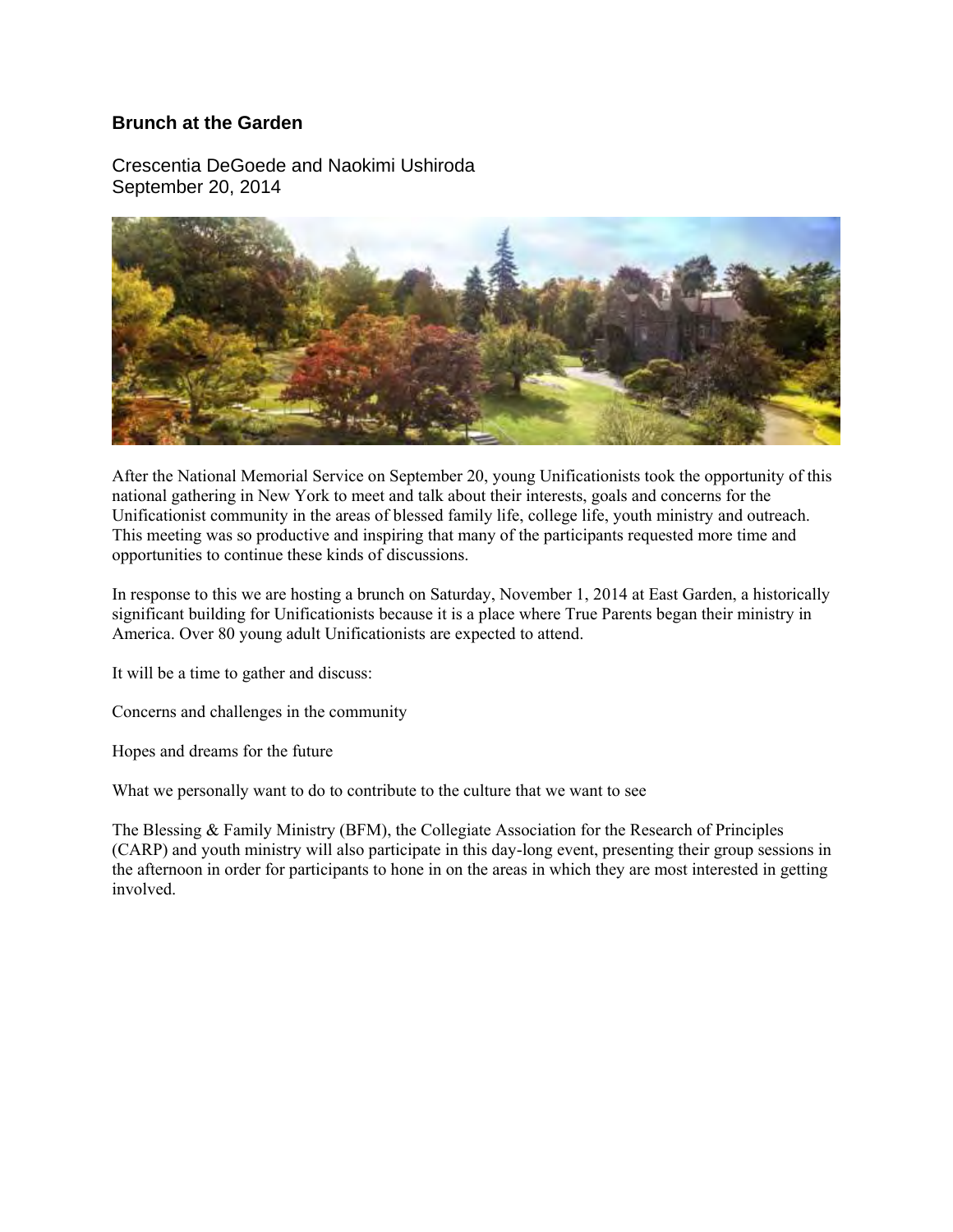# Brunch at the Garden

Crescentia DeGoede and Naokimi Ushiroda
September 20, 2014

After the National Memorial Service on September 20, young Unificationists took the opportunity of this national gathering in New York to meet and talk about their interests, goals and concerns for the Unificationist community in the areas of blessed family life, college life, youth ministry and outreach. This meeting was so productive and inspiring that many of the participants requested more time and opportunities to continue these kinds of discussions.

In response to this we are hosting a brunch on Saturday, November 1, 2014 at East Garden, a historically significant building for Unificationists because it is a place where True Parents began their ministry in America. Over 80 young adult Unificationists are expected to attend.

It will be a time to gather and discuss:

Concerns and challenges in the community

Hopes and dreams for the future

What we personally want to do to contribute to the culture that we want to see

The Blessing & Family Ministry (BFM), the Collegiate Association for the Research of Principles (CARP) and youth ministry will also participate in this day-long event, presenting their group sessions in the afternoon in order for participants to hone in on the areas in which they are most interested in getting involved.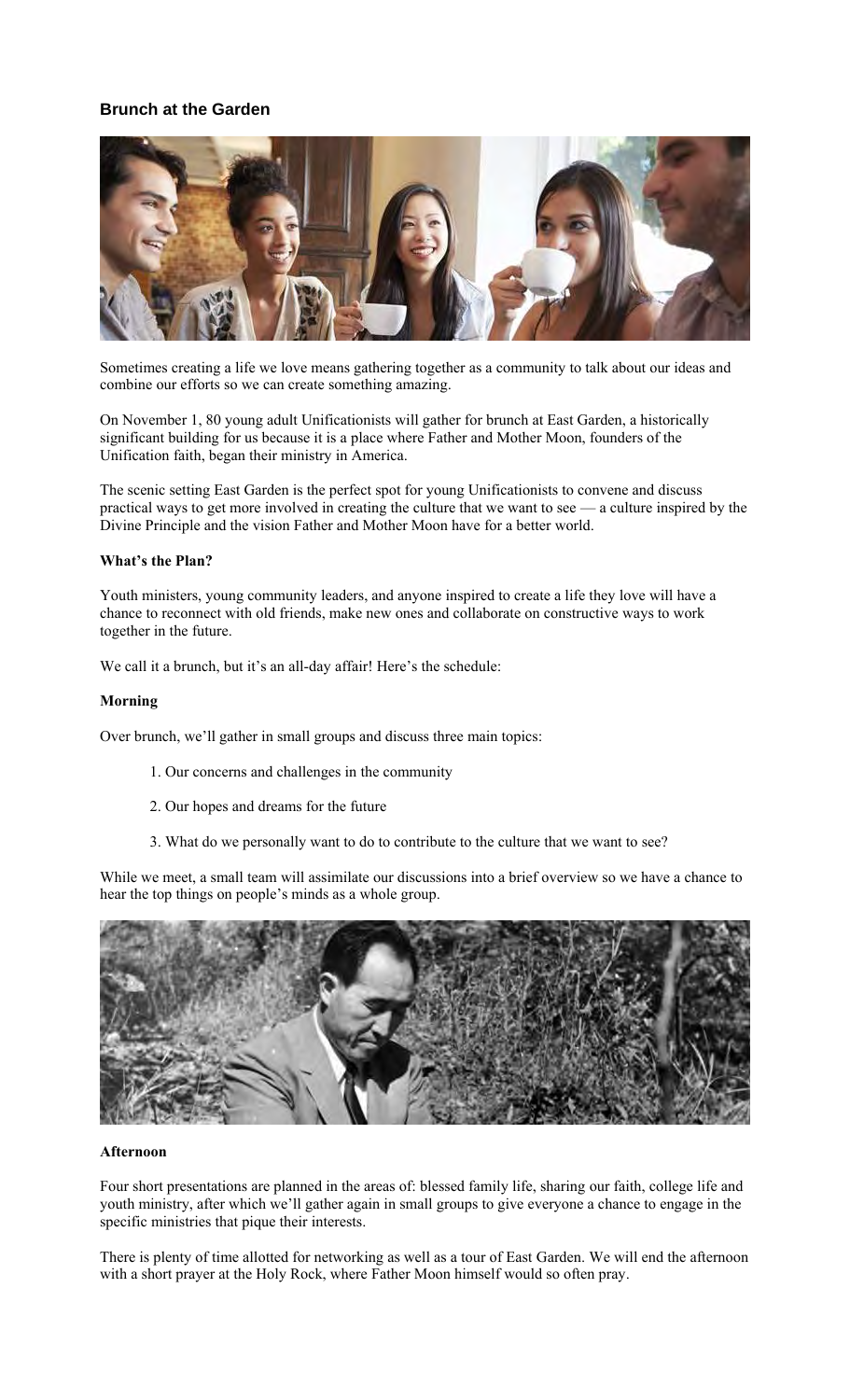## Brunch at the Garden

Sometimes creating a life we love means gathering together as a community to talk about our ideas and combine our efforts so we can create something amazing.

On November 1, 80 young adult Unificationists will gather for brunch at East Garden, a historically significant building for us because it is a place where Father and Mother Moon, founders of the Unification faith, began their ministry in America.

The scenic setting East Garden is the perfect spot for young Unificationists to convene and discuss practical ways to get more involved in creating the culture that we want to see — a culture inspired by the Divine Principle and the vision Father and Mother Moon have for a better world.

**What's the Plan?**

Youth ministers, young community leaders, and anyone inspired to create a life they love will have a chance to reconnect with old friends, make new ones and collaborate on constructive ways to work together in the future.

We call it a brunch, but it's an all-day affair! Here's the schedule:

**Morning**

Over brunch, we'll gather in small groups and discuss three main topics:

1. Our concerns and challenges in the community
2. Our hopes and dreams for the future
3. What do we personally want to do to contribute to the culture that we want to see?

While we meet, a small team will assimilate our discussions into a brief overview so we have a chance to hear the top things on people's minds as a whole group.

**Afternoon**

Four short presentations are planned in the areas of: blessed family life, sharing our faith, college life and youth ministry, after which we'll gather again in small groups to give everyone a chance to engage in the specific ministries that pique their interests.

There is plenty of time allotted for networking as well as a tour of East Garden. We will end the afternoon with a short prayer at the Holy Rock, where Father Moon himself would so often pray.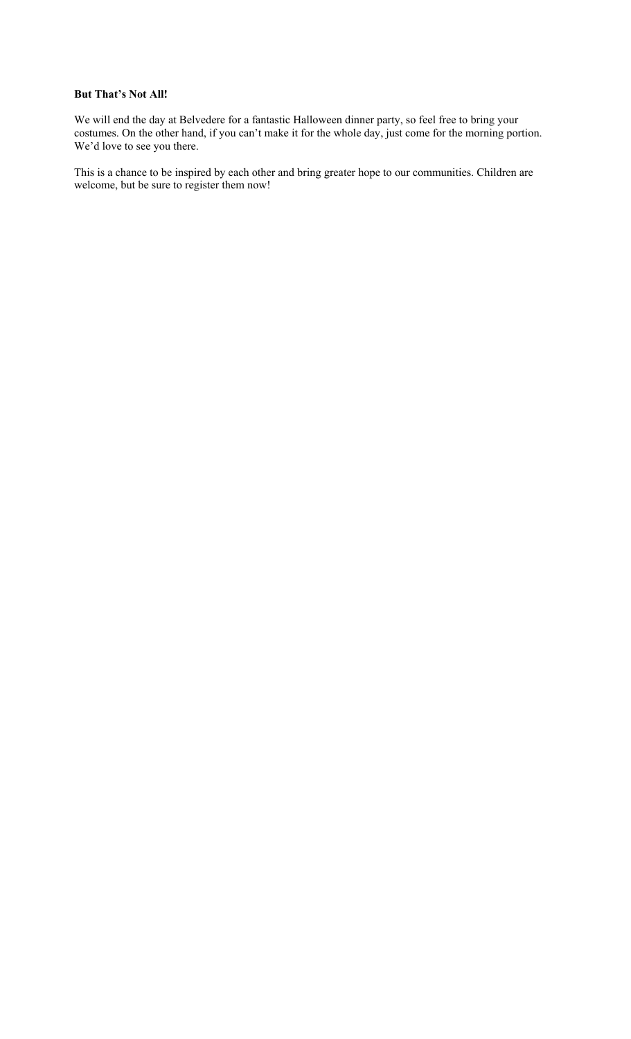**But That's Not All!**

We will end the day at Belvedere for a fantastic Halloween dinner party, so feel free to bring your costumes. On the other hand, if you can't make it for the whole day, just come for the morning portion. We'd love to see you there.

This is a chance to be inspired by each other and bring greater hope to our communities. Children are welcome, but be sure to register them now!